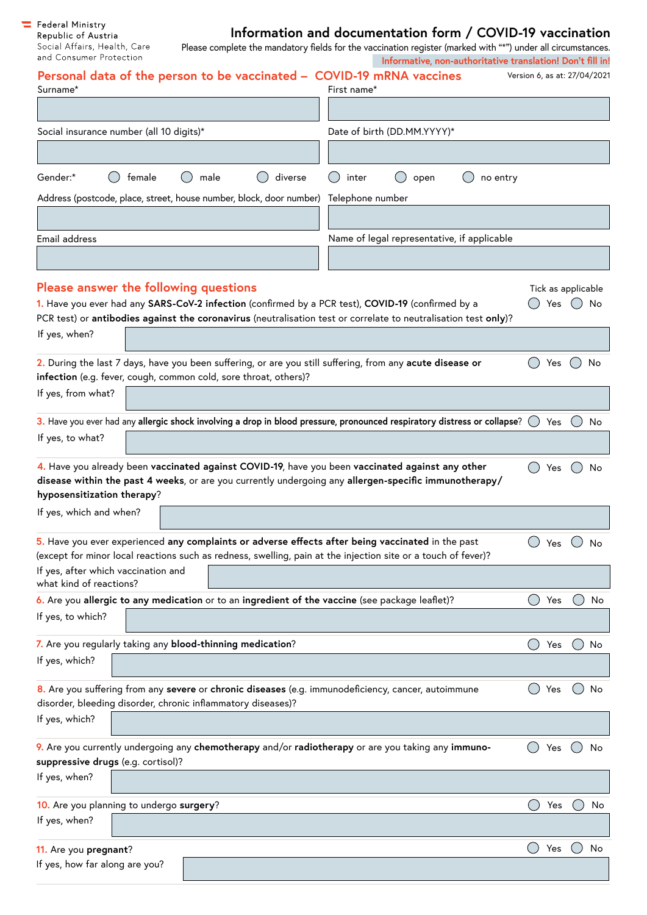Federal Ministry
Republic of Austria
Social Affairs, Health, Care
and Consumer Protection

# Information and documentation form / COVID-19 vaccination

Please complete the mandatory fields for the vaccination register (marked with "*") under all circumstances.

Informative, non-authoritative translation! Don't fill in!

Version 6, as at: 27/04/2021

## Personal data of the person to be vaccinated – COVID-19 mRNA vaccines

Surname*

First name*

Social insurance number (all 10 digits)*

Date of birth (DD.MM.YYYY)*

Gender:* ◯ female ◯ male ◯ diverse ◯ inter ◯ open ◯ no entry

Address (postcode, place, street, house number, block, door number)

Telephone number

Email address

Name of legal representative, if applicable

## Please answer the following questions

Tick as applicable

1. Have you ever had any **SARS-CoV-2 infection** (confirmed by a PCR test), **COVID-19** (confirmed by a PCR test) or **antibodies against the coronavirus** (neutralisation test or correlate to neutralisation test **only**)? ◯ Yes ◯ No

   If yes, when?

2. During the last 7 days, have you been suffering, or are you still suffering, from any **acute disease or infection** (e.g. fever, cough, common cold, sore throat, others)? ◯ Yes ◯ No

   If yes, from what?

3. Have you ever had any **allergic shock involving a drop in blood pressure, pronounced respiratory distress or collapse**? ◯ Yes ◯ No

   If yes, to what?

4. Have you already been **vaccinated against COVID-19**, have you been **vaccinated against any other disease within the past 4 weeks**, or are you currently undergoing any **allergen-specific immunotherapy/ hyposensitization therapy**? ◯ Yes ◯ No

   If yes, which and when?

5. Have you ever experienced **any complaints or adverse effects after being vaccinated** in the past (except for minor local reactions such as redness, swelling, pain at the injection site or a touch of fever)? ◯ Yes ◯ No

   If yes, after which vaccination and what kind of reactions?

6. Are you **allergic to any medication** or to an **ingredient of the vaccine** (see package leaflet)? ◯ Yes ◯ No

   If yes, to which?

7. Are you regularly taking any **blood-thinning medication**? ◯ Yes ◯ No

   If yes, which?

8. Are you suffering from any **severe** or **chronic diseases** (e.g. immunodeficiency, cancer, autoimmune disorder, bleeding disorder, chronic inflammatory diseases)? ◯ Yes ◯ No

   If yes, which?

9. Are you currently undergoing any **chemotherapy** and/or **radiotherapy** or are you taking any **immuno-suppressive drugs** (e.g. cortisol)? ◯ Yes ◯ No

   If yes, when?

10. Are you planning to undergo **surgery**? ◯ Yes ◯ No

    If yes, when?

11. Are you **pregnant**? ◯ Yes ◯ No

    If yes, how far along are you?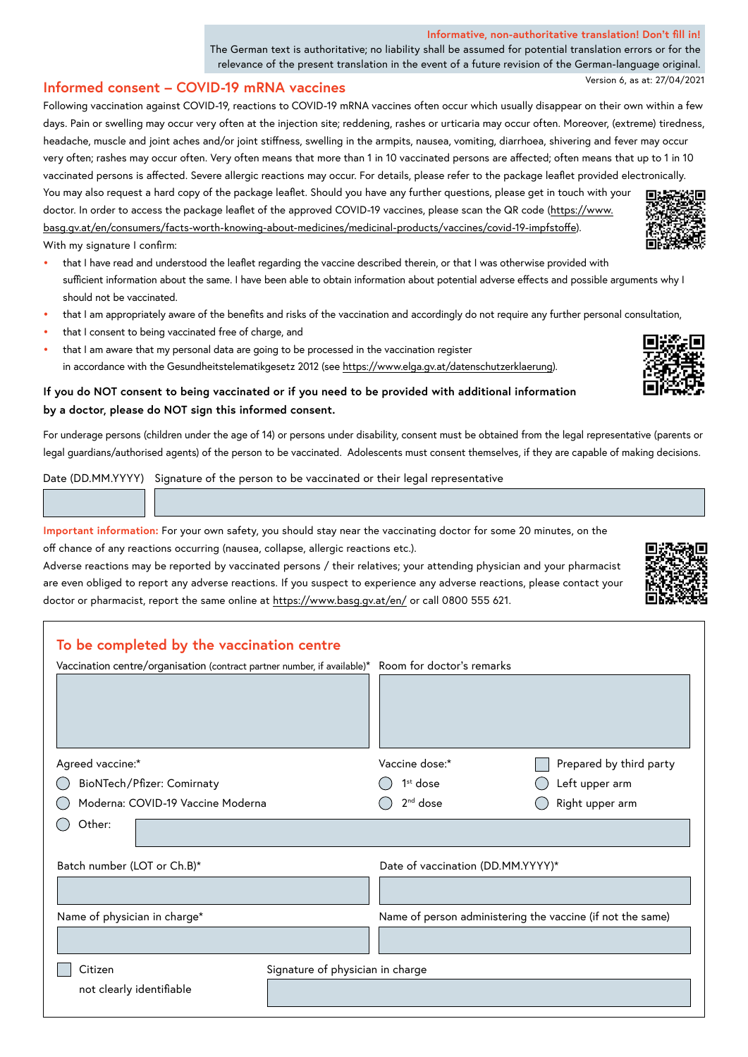**Informative, non-authoritative translation! Don't fill in!**

The German text is authoritative; no liability shall be assumed for potential translation errors or for the relevance of the present translation in the event of a future revision of the German-language original.

Version 6, as at: 27/04/2021

## Informed consent – COVID-19 mRNA vaccines

Following vaccination against COVID-19, reactions to COVID-19 mRNA vaccines often occur which usually disappear on their own within a few days. Pain or swelling may occur very often at the injection site; reddening, rashes or urticaria may occur often. Moreover, (extreme) tiredness, headache, muscle and/or joint aches and/or joint stiffness, swelling in the armpits, nausea, vomiting, diarrhoea, shivering and fever may occur very often; rashes may occur often. Very often means that more than 1 in 10 vaccinated persons are affected; often means that up to 1 in 10 vaccinated persons is affected. Severe allergic reactions may occur. For details, please refer to the package leaflet provided electronically.

You may also request a hard copy of the package leaflet. Should you have any further questions, please get in touch with your doctor. In order to access the package leaflet of the approved COVID-19 vaccines, please scan the QR code (https://www.basg.gv.at/en/consumers/facts-worth-knowing-about-medicines/medicinal-products/vaccines/covid-19-impfstoffe).

With my signature I confirm:

- that I have read and understood the leaflet regarding the vaccine described therein, or that I was otherwise provided with sufficient information about the same. I have been able to obtain information about potential adverse effects and possible arguments why I should not be vaccinated.
- that I am appropriately aware of the benefits and risks of the vaccination and accordingly do not require any further personal consultation,
- that I consent to being vaccinated free of charge, and
- that I am aware that my personal data are going to be processed in the vaccination register in accordance with the Gesundheitstelematikgesetz 2012 (see https://www.elga.gv.at/datenschutzerklaerung).

**If you do NOT consent to being vaccinated or if you need to be provided with additional information by a doctor, please do NOT sign this informed consent.**

For underage persons (children under the age of 14) or persons under disability, consent must be obtained from the legal representative (parents or legal guardians/authorised agents) of the person to be vaccinated. Adolescents must consent themselves, if they are capable of making decisions.

Date (DD.MM.YYYY) | Signature of the person to be vaccinated or their legal representative

**Important information:** For your own safety, you should stay near the vaccinating doctor for some 20 minutes, on the off chance of any reactions occurring (nausea, collapse, allergic reactions etc.).

Adverse reactions may be reported by vaccinated persons / their relatives; your attending physician and your pharmacist are even obliged to report any adverse reactions. If you suspect to experience any adverse reactions, please contact your doctor or pharmacist, report the same online at https://www.basg.gv.at/en/ or call 0800 555 621.

## To be completed by the vaccination centre

Vaccination centre/organisation (contract partner number, if available)*

Room for doctor's remarks

Agreed vaccine:*

- ◯ BioNTech/Pfizer: Comirnaty
- ◯ Moderna: COVID-19 Vaccine Moderna
- ◯ Other:

Vaccine dose:*

- ◯ 1st dose
- ◯ 2nd dose

- ☐ Prepared by third party
- ◯ Left upper arm
- ◯ Right upper arm

Batch number (LOT or Ch.B)*

Date of vaccination (DD.MM.YYYY)*

Name of physician in charge*

Name of person administering the vaccine (if not the same)

☐ Citizen not clearly identifiable

Signature of physician in charge